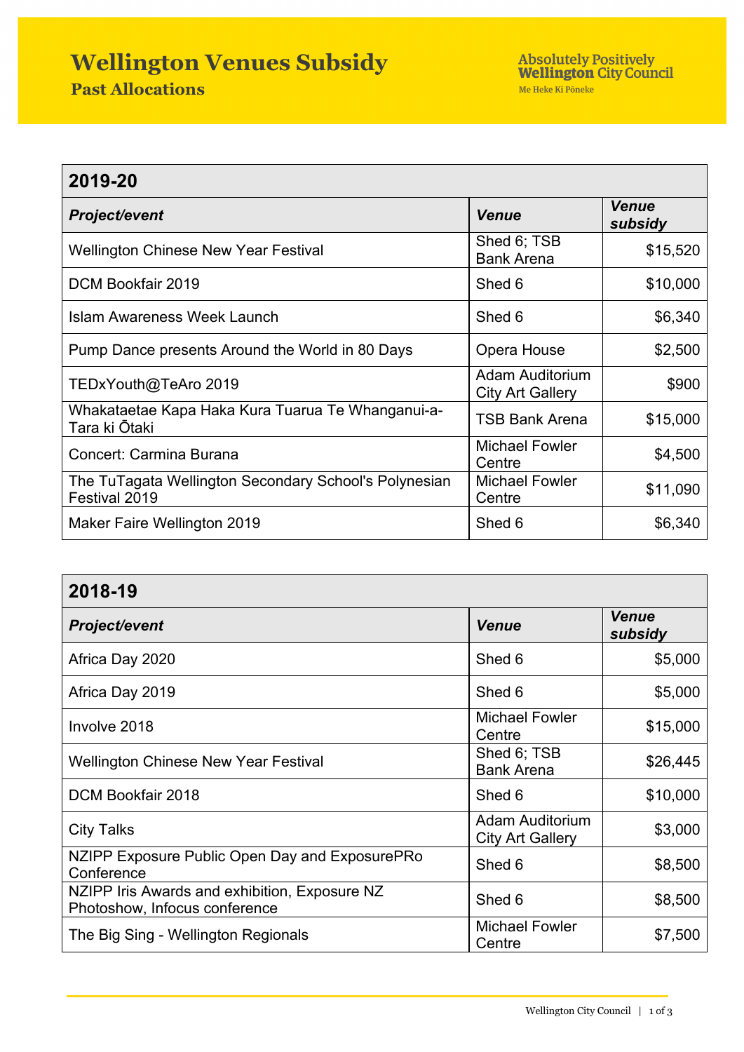# Wellington Venues Subsidy

## Past Allocations

Absolutely Positively **Wellington** City Council
Me Heke Ki Pōneke

| 2019-20 | | |
|---|---|---|
| ***Project/event*** | ***Venue*** | ***Venue subsidy*** |
| Wellington Chinese New Year Festival | Shed 6; TSB Bank Arena | $15,520 |
| DCM Bookfair 2019 | Shed 6 | $10,000 |
| Islam Awareness Week Launch | Shed 6 | $6,340 |
| Pump Dance presents Around the World in 80 Days | Opera House | $2,500 |
| TEDxYouth@TeAro 2019 | Adam Auditorium City Art Gallery | $900 |
| Whakataetae Kapa Haka Kura Tuarua Te Whanganui-a-Tara ki Ōtaki | TSB Bank Arena | $15,000 |
| Concert: Carmina Burana | Michael Fowler Centre | $4,500 |
| The TuTagata Wellington Secondary School's Polynesian Festival 2019 | Michael Fowler Centre | $11,090 |
| Maker Faire Wellington 2019 | Shed 6 | $6,340 |

| 2018-19 | | |
|---|---|---|
| ***Project/event*** | ***Venue*** | ***Venue subsidy*** |
| Africa Day 2020 | Shed 6 | $5,000 |
| Africa Day 2019 | Shed 6 | $5,000 |
| Involve 2018 | Michael Fowler Centre | $15,000 |
| Wellington Chinese New Year Festival | Shed 6; TSB Bank Arena | $26,445 |
| DCM Bookfair 2018 | Shed 6 | $10,000 |
| City Talks | Adam Auditorium City Art Gallery | $3,000 |
| NZIPP Exposure Public Open Day and ExposurePRo Conference | Shed 6 | $8,500 |
| NZIPP Iris Awards and exhibition, Exposure NZ Photoshow, Infocus conference | Shed 6 | $8,500 |
| The Big Sing - Wellington Regionals | Michael Fowler Centre | $7,500 |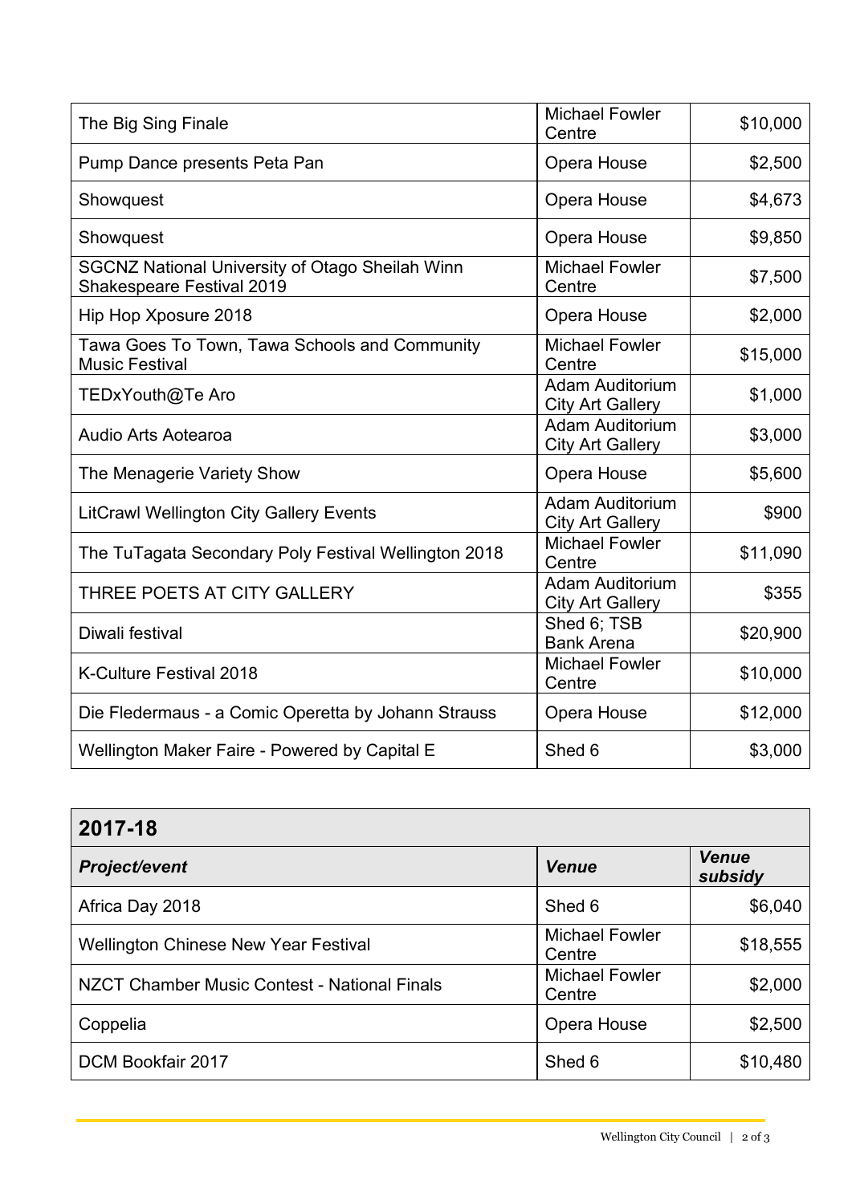| | | |
|---|---|---:|
| The Big Sing Finale | Michael Fowler Centre | $10,000 |
| Pump Dance presents Peta Pan | Opera House | $2,500 |
| Showquest | Opera House | $4,673 |
| Showquest | Opera House | $9,850 |
| SGCNZ National University of Otago Sheilah Winn Shakespeare Festival 2019 | Michael Fowler Centre | $7,500 |
| Hip Hop Xposure 2018 | Opera House | $2,000 |
| Tawa Goes To Town, Tawa Schools and Community Music Festival | Michael Fowler Centre | $15,000 |
| TEDxYouth@Te Aro | Adam Auditorium City Art Gallery | $1,000 |
| Audio Arts Aotearoa | Adam Auditorium City Art Gallery | $3,000 |
| The Menagerie Variety Show | Opera House | $5,600 |
| LitCrawl Wellington City Gallery Events | Adam Auditorium City Art Gallery | $900 |
| The TuTagata Secondary Poly Festival Wellington 2018 | Michael Fowler Centre | $11,090 |
| THREE POETS AT CITY GALLERY | Adam Auditorium City Art Gallery | $355 |
| Diwali festival | Shed 6; TSB Bank Arena | $20,900 |
| K-Culture Festival 2018 | Michael Fowler Centre | $10,000 |
| Die Fledermaus - a Comic Operetta by Johann Strauss | Opera House | $12,000 |
| Wellington Maker Faire - Powered by Capital E | Shed 6 | $3,000 |

## 2017-18

| ***Project/event*** | ***Venue*** | ***Venue subsidy*** |
|---|---|---:|
| Africa Day 2018 | Shed 6 | $6,040 |
| Wellington Chinese New Year Festival | Michael Fowler Centre | $18,555 |
| NZCT Chamber Music Contest - National Finals | Michael Fowler Centre | $2,000 |
| Coppelia | Opera House | $2,500 |
| DCM Bookfair 2017 | Shed 6 | $10,480 |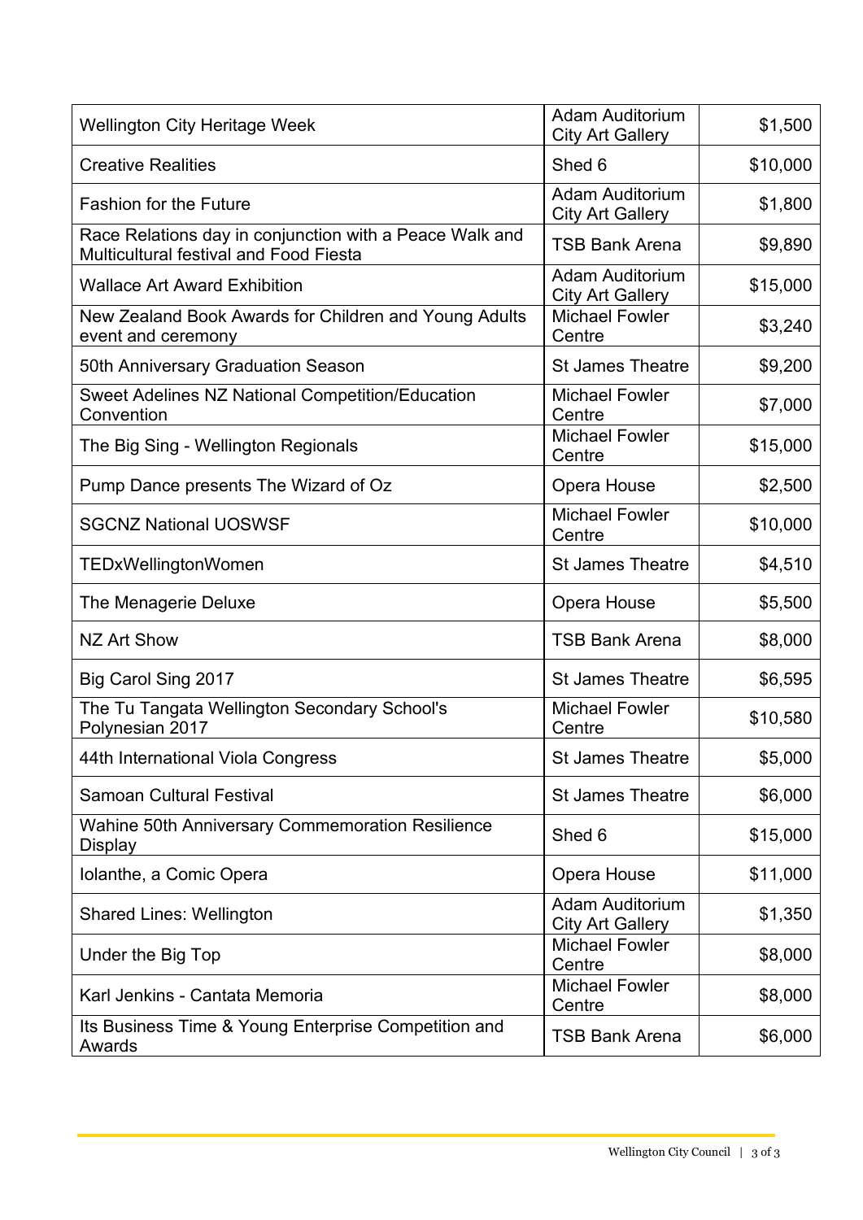| | | |
|---|---|---|
| Wellington City Heritage Week | Adam Auditorium City Art Gallery | $1,500 |
| Creative Realities | Shed 6 | $10,000 |
| Fashion for the Future | Adam Auditorium City Art Gallery | $1,800 |
| Race Relations day in conjunction with a Peace Walk and Multicultural festival and Food Fiesta | TSB Bank Arena | $9,890 |
| Wallace Art Award Exhibition | Adam Auditorium City Art Gallery | $15,000 |
| New Zealand Book Awards for Children and Young Adults event and ceremony | Michael Fowler Centre | $3,240 |
| 50th Anniversary Graduation Season | St James Theatre | $9,200 |
| Sweet Adelines NZ National Competition/Education Convention | Michael Fowler Centre | $7,000 |
| The Big Sing - Wellington Regionals | Michael Fowler Centre | $15,000 |
| Pump Dance presents The Wizard of Oz | Opera House | $2,500 |
| SGCNZ National UOSWSF | Michael Fowler Centre | $10,000 |
| TEDxWellingtonWomen | St James Theatre | $4,510 |
| The Menagerie Deluxe | Opera House | $5,500 |
| NZ Art Show | TSB Bank Arena | $8,000 |
| Big Carol Sing 2017 | St James Theatre | $6,595 |
| The Tu Tangata Wellington Secondary School's Polynesian 2017 | Michael Fowler Centre | $10,580 |
| 44th International Viola Congress | St James Theatre | $5,000 |
| Samoan Cultural Festival | St James Theatre | $6,000 |
| Wahine 50th Anniversary Commemoration Resilience Display | Shed 6 | $15,000 |
| Iolanthe, a Comic Opera | Opera House | $11,000 |
| Shared Lines: Wellington | Adam Auditorium City Art Gallery | $1,350 |
| Under the Big Top | Michael Fowler Centre | $8,000 |
| Karl Jenkins - Cantata Memoria | Michael Fowler Centre | $8,000 |
| Its Business Time & Young Enterprise Competition and Awards | TSB Bank Arena | $6,000 |